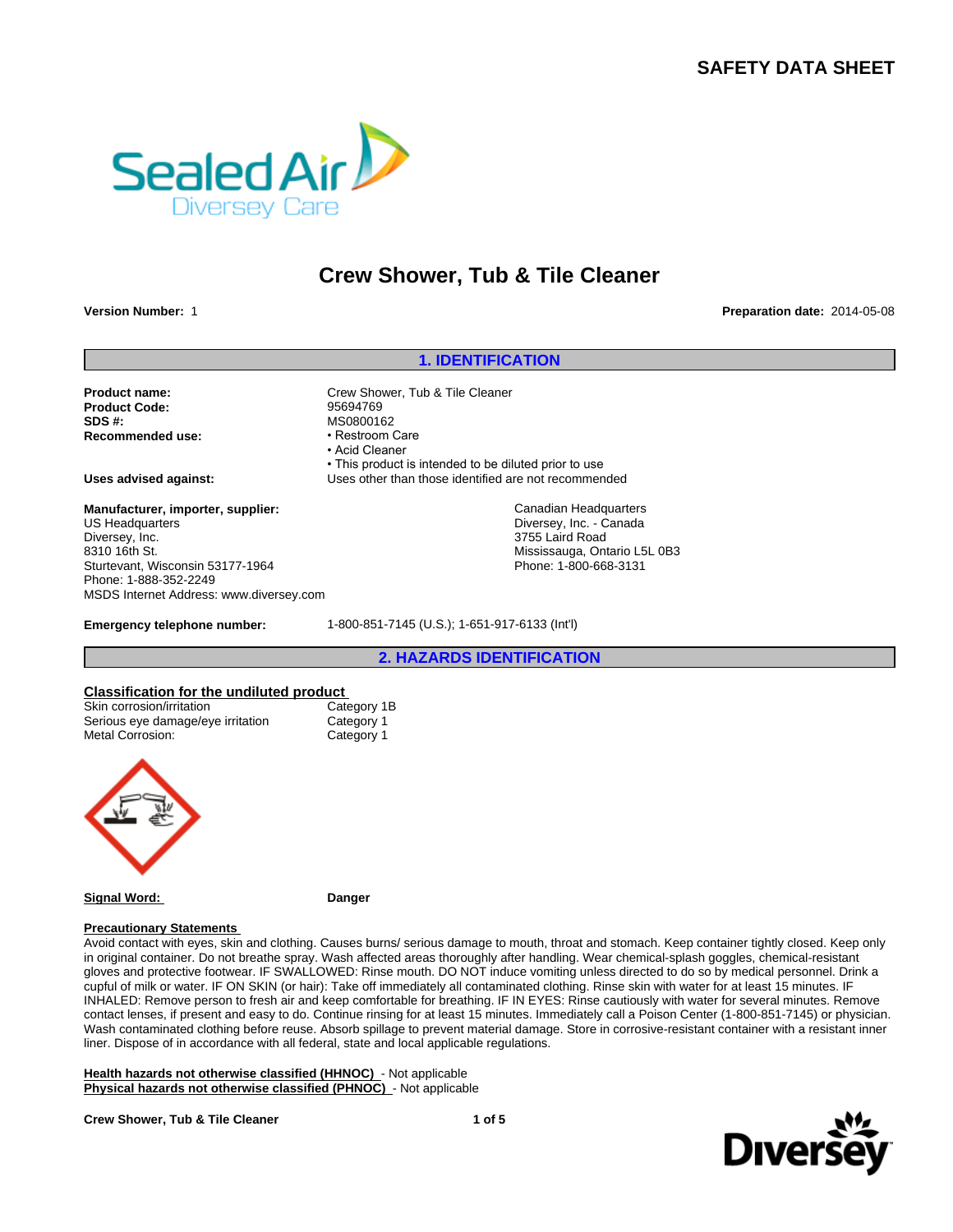# SAFETY DATA SHEET

# Crew Shower, Tub & Tile Cleaner

**Version Number:** 1

**Preparation date:** 2014-05-08

## 1. IDENTIFICATION

**Product name:** Crew Shower, Tub & Tile Cleaner
**Product Code:** 95694769
**SDS #:** MS0800162
**Recommended use:**
- Restroom Care
- Acid Cleaner
- This product is intended to be diluted prior to use

**Uses advised against:** Uses other than those identified are not recommended

**Manufacturer, importer, supplier:**
US Headquarters
Diversey, Inc.
8310 16th St.
Sturtevant, Wisconsin 53177-1964
Phone: 1-888-352-2249
MSDS Internet Address: www.diversey.com

Canadian Headquarters
Diversey, Inc. - Canada
3755 Laird Road
Mississauga, Ontario L5L 0B3
Phone: 1-800-668-3131

**Emergency telephone number:** 1-800-851-7145 (U.S.); 1-651-917-6133 (Int'l)

## 2. HAZARDS IDENTIFICATION

**Classification for the undiluted product**

| | |
|---|---|
| Skin corrosion/irritation | Category 1B |
| Serious eye damage/eye irritation | Category 1 |
| Metal Corrosion: | Category 1 |

**Signal Word:** Danger

**Precautionary Statements**

Avoid contact with eyes, skin and clothing. Causes burns/ serious damage to mouth, throat and stomach. Keep container tightly closed. Keep only in original container. Do not breathe spray. Wash affected areas thoroughly after handling. Wear chemical-splash goggles, chemical-resistant gloves and protective footwear. IF SWALLOWED: Rinse mouth. DO NOT induce vomiting unless directed to do so by medical personnel. Drink a cupful of milk or water. IF ON SKIN (or hair): Take off immediately all contaminated clothing. Rinse skin with water for at least 15 minutes. IF INHALED: Remove person to fresh air and keep comfortable for breathing. IF IN EYES: Rinse cautiously with water for several minutes. Remove contact lenses, if present and easy to do. Continue rinsing for at least 15 minutes. Immediately call a Poison Center (1-800-851-7145) or physician. Wash contaminated clothing before reuse. Absorb spillage to prevent material damage. Store in corrosive-resistant container with a resistant inner liner. Dispose of in accordance with all federal, state and local applicable regulations.

**Health hazards not otherwise classified (HHNOC)** - Not applicable
**Physical hazards not otherwise classified (PHNOC)** - Not applicable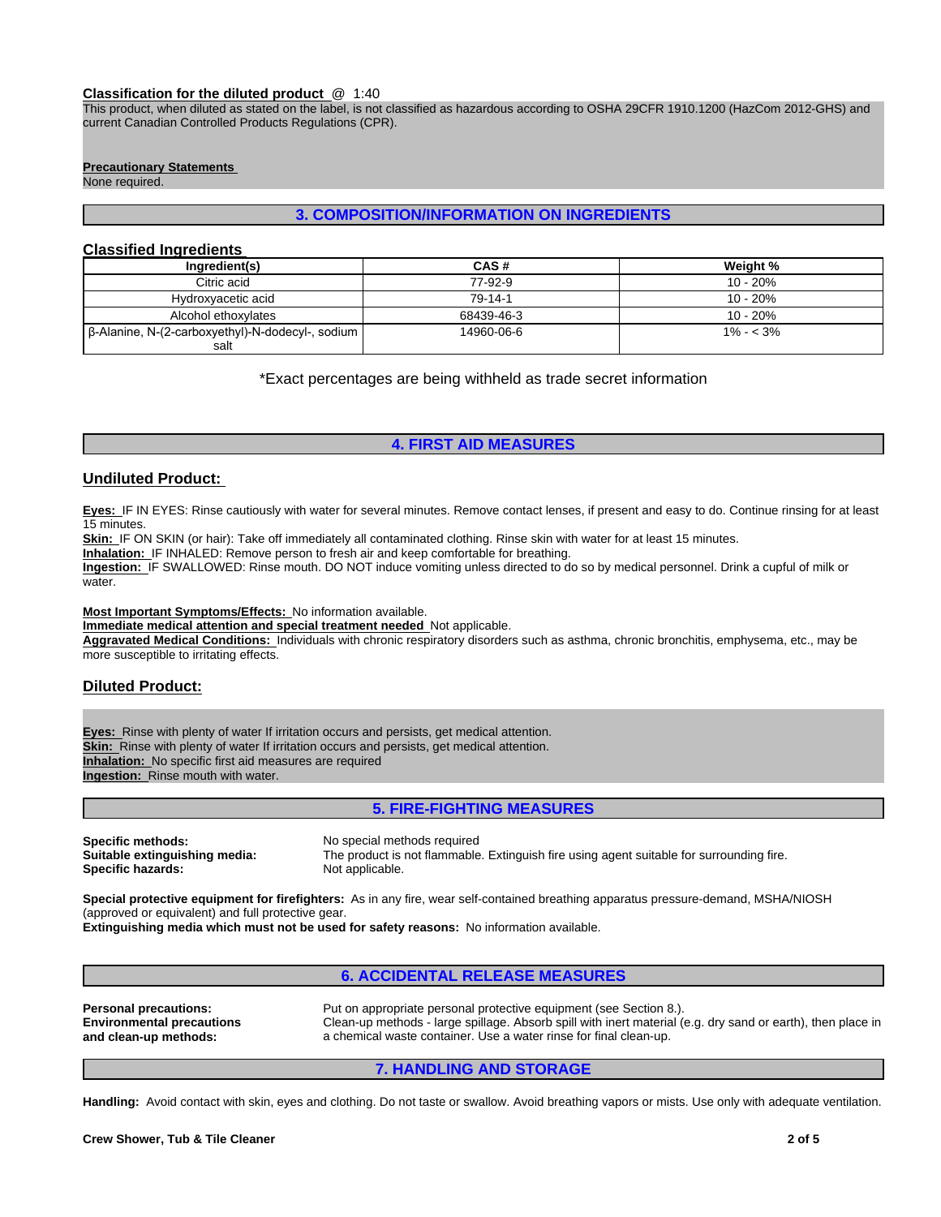**Classification for the diluted product** @ 1:40

This product, when diluted as stated on the label, is not classified as hazardous according to OSHA 29CFR 1910.1200 (HazCom 2012-GHS) and current Canadian Controlled Products Regulations (CPR).

**Precautionary Statements**

None required.

## 3. COMPOSITION/INFORMATION ON INGREDIENTS

### Classified Ingredients

| Ingredient(s) | CAS # | Weight % |
|---|---|---|
| Citric acid | 77-92-9 | 10 - 20% |
| Hydroxyacetic acid | 79-14-1 | 10 - 20% |
| Alcohol ethoxylates | 68439-46-3 | 10 - 20% |
| β-Alanine, N-(2-carboxyethyl)-N-dodecyl-, sodium salt | 14960-06-6 | 1% - < 3% |

*Exact percentages are being withheld as trade secret information

## 4. FIRST AID MEASURES

### Undiluted Product:

**Eyes:** IF IN EYES: Rinse cautiously with water for several minutes. Remove contact lenses, if present and easy to do. Continue rinsing for at least 15 minutes.
**Skin:** IF ON SKIN (or hair): Take off immediately all contaminated clothing. Rinse skin with water for at least 15 minutes.
**Inhalation:** IF INHALED: Remove person to fresh air and keep comfortable for breathing.
**Ingestion:** IF SWALLOWED: Rinse mouth. DO NOT induce vomiting unless directed to do so by medical personnel. Drink a cupful of milk or water.

**Most Important Symptoms/Effects:** No information available.
**Immediate medical attention and special treatment needed** Not applicable.
**Aggravated Medical Conditions:** Individuals with chronic respiratory disorders such as asthma, chronic bronchitis, emphysema, etc., may be more susceptible to irritating effects.

### Diluted Product:

**Eyes:** Rinse with plenty of water If irritation occurs and persists, get medical attention.
**Skin:** Rinse with plenty of water If irritation occurs and persists, get medical attention.
**Inhalation:** No specific first aid measures are required
**Ingestion:** Rinse mouth with water.

## 5. FIRE-FIGHTING MEASURES

**Specific methods:** No special methods required
**Suitable extinguishing media:** The product is not flammable. Extinguish fire using agent suitable for surrounding fire.
**Specific hazards:** Not applicable.

**Special protective equipment for firefighters:** As in any fire, wear self-contained breathing apparatus pressure-demand, MSHA/NIOSH (approved or equivalent) and full protective gear.
**Extinguishing media which must not be used for safety reasons:** No information available.

## 6. ACCIDENTAL RELEASE MEASURES

**Personal precautions:** Put on appropriate personal protective equipment (see Section 8.).
**Environmental precautions and clean-up methods:** Clean-up methods - large spillage. Absorb spill with inert material (e.g. dry sand or earth), then place in a chemical waste container. Use a water rinse for final clean-up.

## 7. HANDLING AND STORAGE

**Handling:** Avoid contact with skin, eyes and clothing. Do not taste or swallow. Avoid breathing vapors or mists. Use only with adequate ventilation.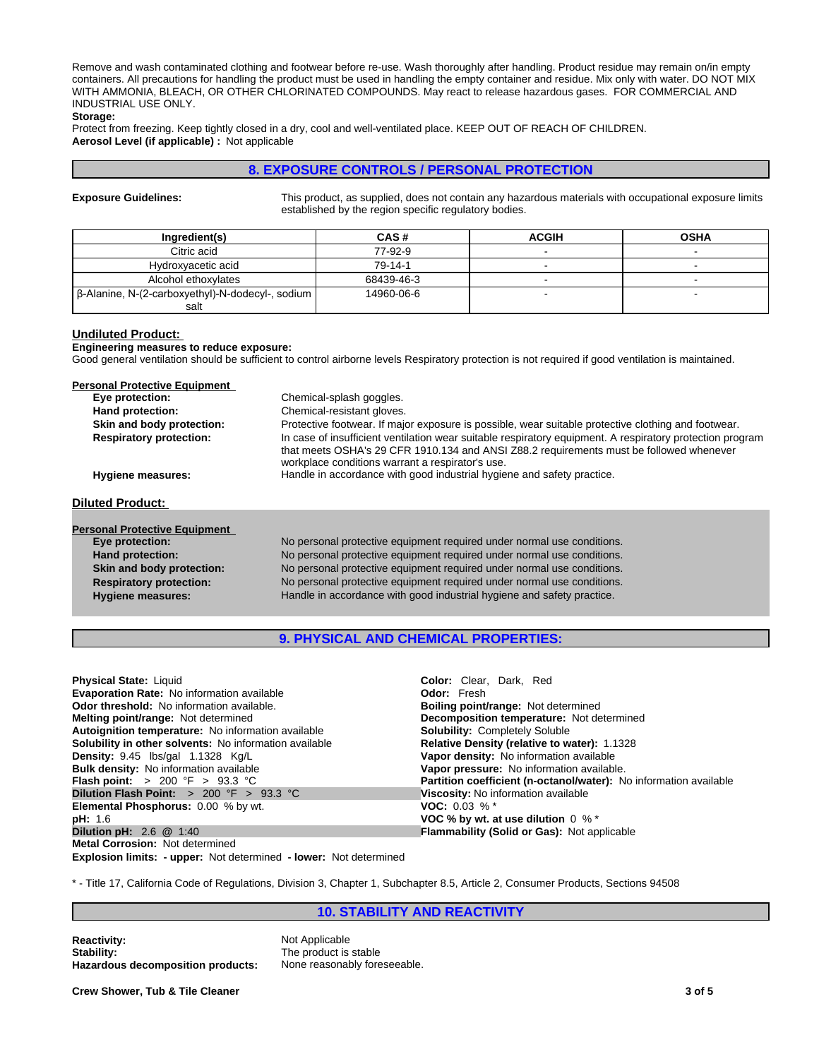Remove and wash contaminated clothing and footwear before re-use. Wash thoroughly after handling. Product residue may remain on/in empty containers. All precautions for handling the product must be used in handling the empty container and residue. Mix only with water. DO NOT MIX WITH AMMONIA, BLEACH, OR OTHER CHLORINATED COMPOUNDS. May react to release hazardous gases. FOR COMMERCIAL AND INDUSTRIAL USE ONLY.

**Storage:**

Protect from freezing. Keep tightly closed in a dry, cool and well-ventilated place. KEEP OUT OF REACH OF CHILDREN.

**Aerosol Level (if applicable) :** Not applicable

## 8. EXPOSURE CONTROLS / PERSONAL PROTECTION

**Exposure Guidelines:** This product, as supplied, does not contain any hazardous materials with occupational exposure limits established by the region specific regulatory bodies.

| Ingredient(s) | CAS # | ACGIH | OSHA |
|---|---|---|---|
| Citric acid | 77-92-9 | - | - |
| Hydroxyacetic acid | 79-14-1 | - | - |
| Alcohol ethoxylates | 68439-46-3 | - | - |
| β-Alanine, N-(2-carboxyethyl)-N-dodecyl-, sodium salt | 14960-06-6 | - | - |

### Undiluted Product:

**Engineering measures to reduce exposure:**

Good general ventilation should be sufficient to control airborne levels Respiratory protection is not required if good ventilation is maintained.

**Personal Protective Equipment**

- **Eye protection:** Chemical-splash goggles.
- **Hand protection:** Chemical-resistant gloves.
- **Skin and body protection:** Protective footwear. If major exposure is possible, wear suitable protective clothing and footwear.
- **Respiratory protection:** In case of insufficient ventilation wear suitable respiratory equipment. A respiratory protection program that meets OSHA's 29 CFR 1910.134 and ANSI Z88.2 requirements must be followed whenever workplace conditions warrant a respirator's use.
- **Hygiene measures:** Handle in accordance with good industrial hygiene and safety practice.

### Diluted Product:

**Personal Protective Equipment**

- **Eye protection:** No personal protective equipment required under normal use conditions.
- **Hand protection:** No personal protective equipment required under normal use conditions.
- **Skin and body protection:** No personal protective equipment required under normal use conditions.
- **Respiratory protection:** No personal protective equipment required under normal use conditions.
- **Hygiene measures:** Handle in accordance with good industrial hygiene and safety practice.

## 9. PHYSICAL AND CHEMICAL PROPERTIES:

**Physical State:** Liquid
**Evaporation Rate:** No information available
**Odor threshold:** No information available.
**Melting point/range:** Not determined
**Autoignition temperature:** No information available
**Solubility in other solvents:** No information available
**Density:** 9.45 lbs/gal 1.1328 Kg/L
**Bulk density:** No information available
**Flash point:** > 200 °F > 93.3 °C
**Dilution Flash Point:** > 200 °F > 93.3 °C
**Elemental Phosphorus:** 0.00 % by wt.
**pH:** 1.6
**Dilution pH:** 2.6 @ 1:40
**Metal Corrosion:** Not determined
**Explosion limits: - upper:** Not determined **- lower:** Not determined

**Color:** Clear, Dark, Red
**Odor:** Fresh
**Boiling point/range:** Not determined
**Decomposition temperature:** Not determined
**Solubility:** Completely Soluble
**Relative Density (relative to water):** 1.1328
**Vapor density:** No information available
**Vapor pressure:** No information available.
**Partition coefficient (n-octanol/water):** No information available
**Viscosity:** No information available
**VOC:** 0.03 % *
**VOC % by wt. at use dilution** 0 % *
**Flammability (Solid or Gas):** Not applicable

* - Title 17, California Code of Regulations, Division 3, Chapter 1, Subchapter 8.5, Article 2, Consumer Products, Sections 94508

## 10. STABILITY AND REACTIVITY

**Reactivity:** Not Applicable
**Stability:** The product is stable
**Hazardous decomposition products:** None reasonably foreseeable.

Crew Shower, Tub & Tile Cleaner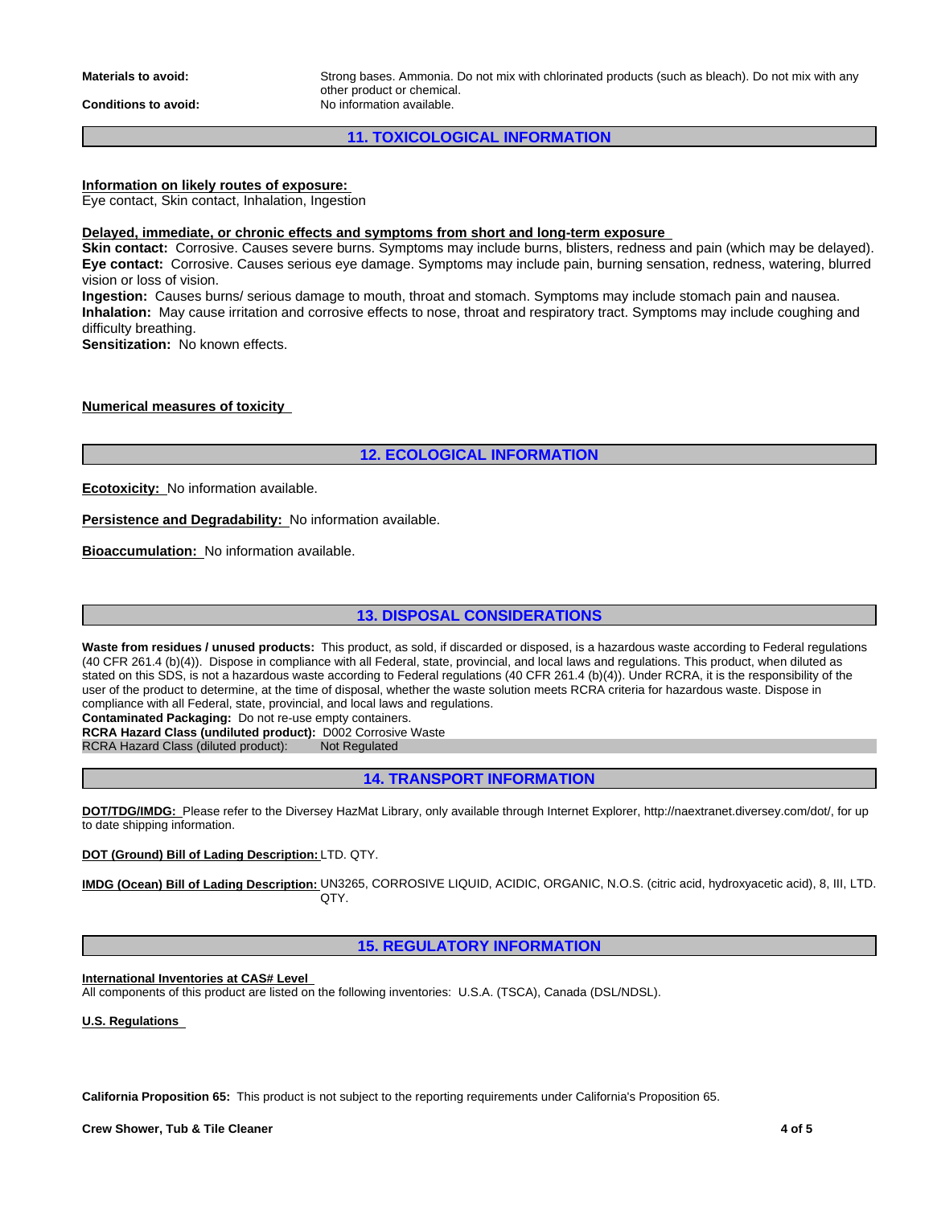**Materials to avoid:** Strong bases. Ammonia. Do not mix with chlorinated products (such as bleach). Do not mix with any other product or chemical.

**Conditions to avoid:** No information available.

## 11. TOXICOLOGICAL INFORMATION

**Information on likely routes of exposure:**
Eye contact, Skin contact, Inhalation, Ingestion

**Delayed, immediate, or chronic effects and symptoms from short and long-term exposure**
**Skin contact:** Corrosive. Causes severe burns. Symptoms may include burns, blisters, redness and pain (which may be delayed).
**Eye contact:** Corrosive. Causes serious eye damage. Symptoms may include pain, burning sensation, redness, watering, blurred vision or loss of vision.
**Ingestion:** Causes burns/ serious damage to mouth, throat and stomach. Symptoms may include stomach pain and nausea.
**Inhalation:** May cause irritation and corrosive effects to nose, throat and respiratory tract. Symptoms may include coughing and difficulty breathing.
**Sensitization:** No known effects.

**Numerical measures of toxicity**

## 12. ECOLOGICAL INFORMATION

**Ecotoxicity:** No information available.

**Persistence and Degradability:** No information available.

**Bioaccumulation:** No information available.

## 13. DISPOSAL CONSIDERATIONS

**Waste from residues / unused products:** This product, as sold, if discarded or disposed, is a hazardous waste according to Federal regulations (40 CFR 261.4 (b)(4)). Dispose in compliance with all Federal, state, provincial, and local laws and regulations. This product, when diluted as stated on this SDS, is not a hazardous waste according to Federal regulations (40 CFR 261.4 (b)(4)). Under RCRA, it is the responsibility of the user of the product to determine, at the time of disposal, whether the waste solution meets RCRA criteria for hazardous waste. Dispose in compliance with all Federal, state, provincial, and local laws and regulations.
**Contaminated Packaging:** Do not re-use empty containers.
**RCRA Hazard Class (undiluted product):** D002 Corrosive Waste
RCRA Hazard Class (diluted product): Not Regulated

## 14. TRANSPORT INFORMATION

**DOT/TDG/IMDG:** Please refer to the Diversey HazMat Library, only available through Internet Explorer, http://naextranet.diversey.com/dot/, for up to date shipping information.

**DOT (Ground) Bill of Lading Description:** LTD. QTY.

**IMDG (Ocean) Bill of Lading Description:** UN3265, CORROSIVE LIQUID, ACIDIC, ORGANIC, N.O.S. (citric acid, hydroxyacetic acid), 8, III, LTD. QTY.

## 15. REGULATORY INFORMATION

**International Inventories at CAS# Level**
All components of this product are listed on the following inventories: U.S.A. (TSCA), Canada (DSL/NDSL).

**U.S. Regulations**

**California Proposition 65:** This product is not subject to the reporting requirements under California's Proposition 65.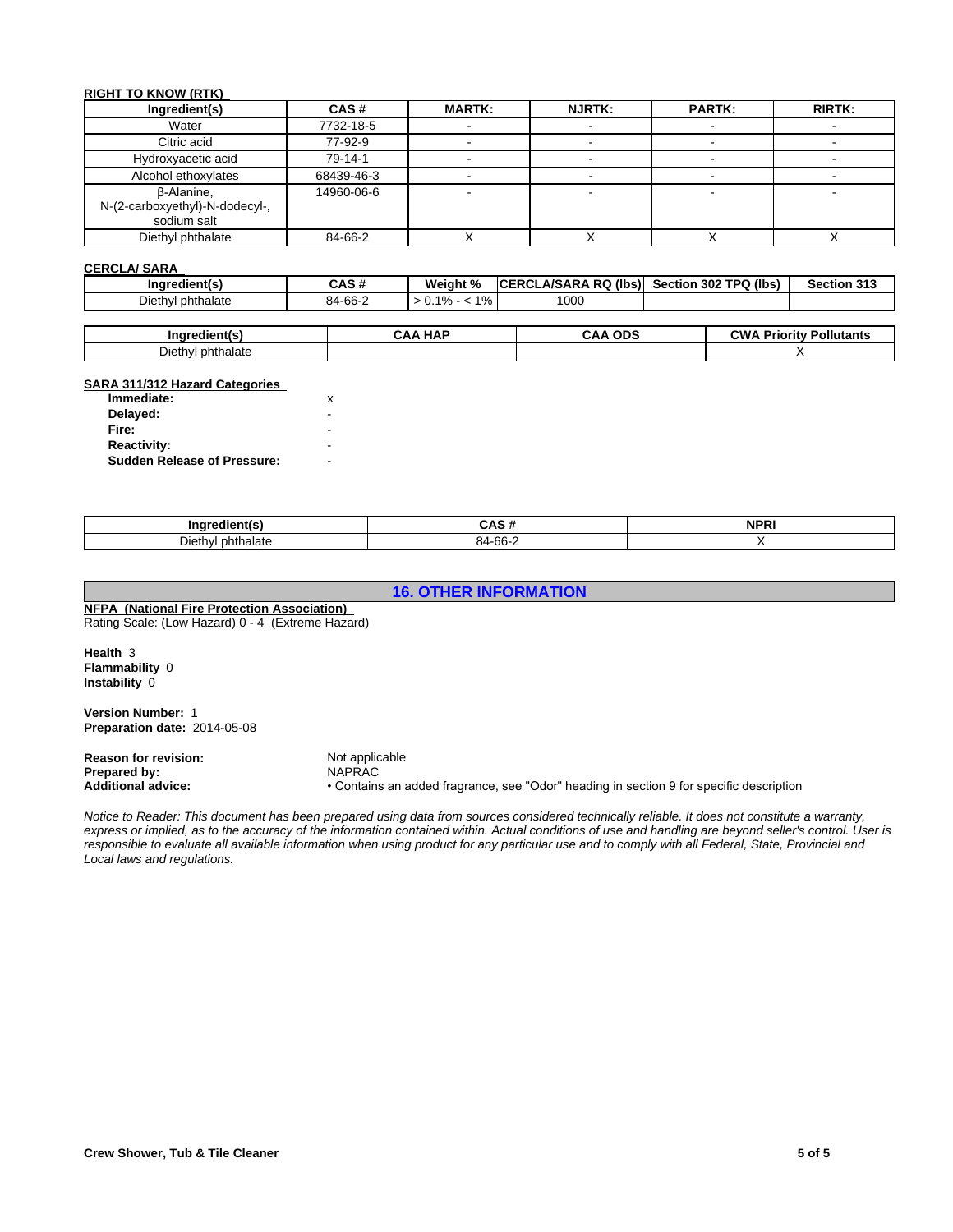**RIGHT TO KNOW (RTK)**

| Ingredient(s) | CAS # | MARTK: | NJRTK: | PARTK: | RIRTK: |
| --- | --- | --- | --- | --- | --- |
| Water | 7732-18-5 | - | - | - | - |
| Citric acid | 77-92-9 | - | - | - | - |
| Hydroxyacetic acid | 79-14-1 | - | - | - | - |
| Alcohol ethoxylates | 68439-46-3 | - | - | - | - |
| β-Alanine, N-(2-carboxyethyl)-N-dodecyl-, sodium salt | 14960-06-6 | - | - | - | - |
| Diethyl phthalate | 84-66-2 | X | X | X | X |

**CERCLA/ SARA**

| Ingredient(s) | CAS # | Weight % | CERCLA/SARA RQ (lbs) | Section 302 TPQ (lbs) | Section 313 |
| --- | --- | --- | --- | --- | --- |
| Diethyl phthalate | 84-66-2 | > 0.1% - < 1% | 1000 | | |

| Ingredient(s) | CAA HAP | CAA ODS | CWA Priority Pollutants |
| --- | --- | --- | --- |
| Diethyl phthalate | | | X |

**SARA 311/312 Hazard Categories**

| | |
| --- | --- |
| **Immediate:** | x |
| **Delayed:** | - |
| **Fire:** | - |
| **Reactivity:** | - |
| **Sudden Release of Pressure:** | - |

| Ingredient(s) | CAS # | NPRI |
| --- | --- | --- |
| Diethyl phthalate | 84-66-2 | X |

## 16. OTHER INFORMATION

**NFPA (National Fire Protection Association)**
Rating Scale: (Low Hazard) 0 - 4 (Extreme Hazard)

**Health** 3
**Flammability** 0
**Instability** 0

**Version Number:** 1
**Preparation date:** 2014-05-08

**Reason for revision:** Not applicable
**Prepared by:** NAPRAC
**Additional advice:** • Contains an added fragrance, see "Odor" heading in section 9 for specific description

*Notice to Reader: This document has been prepared using data from sources considered technically reliable. It does not constitute a warranty, express or implied, as to the accuracy of the information contained within. Actual conditions of use and handling are beyond seller's control. User is responsible to evaluate all available information when using product for any particular use and to comply with all Federal, State, Provincial and Local laws and regulations.*